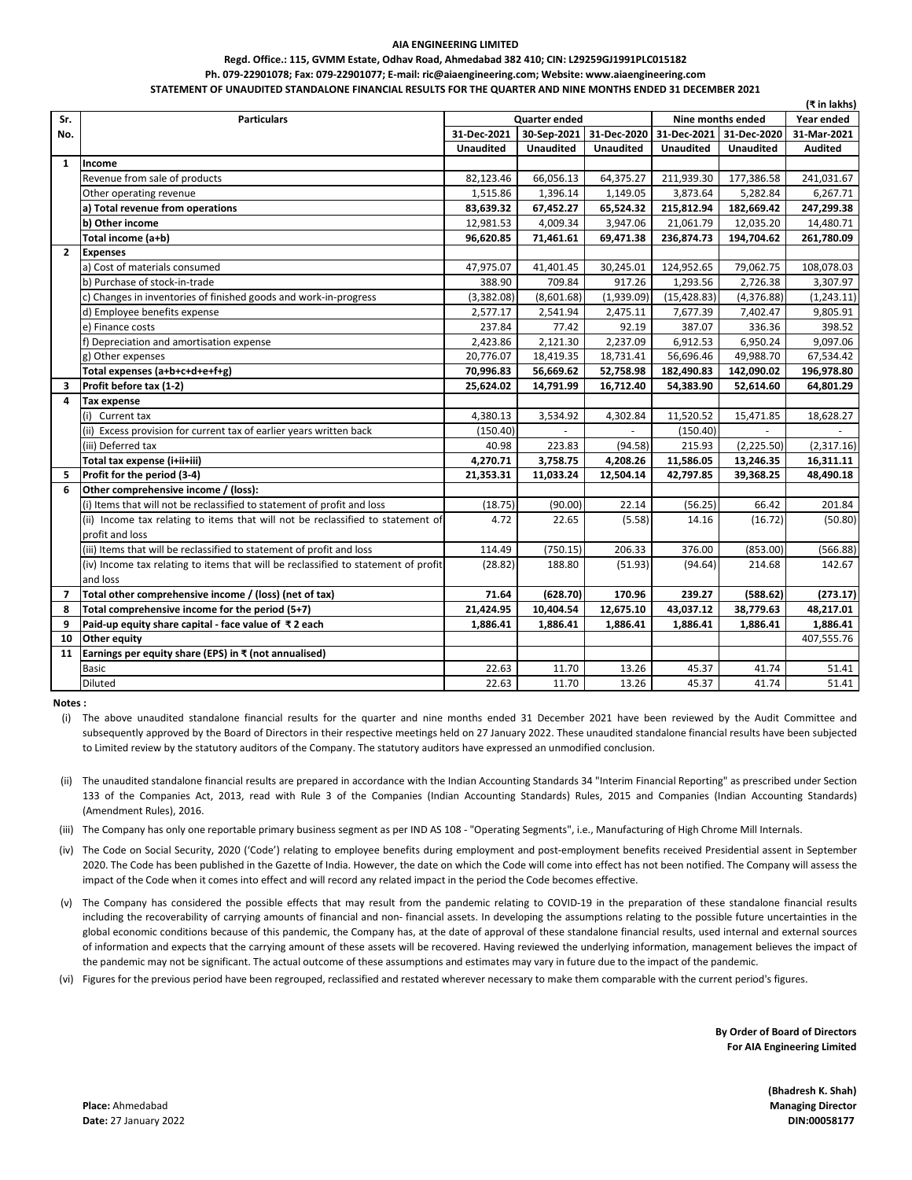**AIA ENGINEERING LIMITED**

**Regd. Office.: 115, GVMM Estate, Odhav Road, Ahmedabad 382 410; CIN: L29259GJ1991PLC015182**

**Ph. 079-22901078; Fax: 079-22901077; E-mail: ric@aiaengineering.com; Website: www.aiaengineering.com**

**STATEMENT OF UNAUDITED STANDALONE FINANCIAL RESULTS FOR THE QUARTER AND NINE MONTHS ENDED 31 DECEMBER 2021**

**(₹ in lakhs)**

| Sr. No. | Particulars | Quarter ended | | | Nine months ended | | Year ended |
|---|---|---|---|---|---|---|---|
| | | 31-Dec-2021 | 30-Sep-2021 | 31-Dec-2020 | 31-Dec-2021 | 31-Dec-2020 | 31-Mar-2021 |
| | | Unaudited | Unaudited | Unaudited | Unaudited | Unaudited | Audited |
| **1** | **Income** | | | | | | |
| | Revenue from sale of products | 82,123.46 | 66,056.13 | 64,375.27 | 211,939.30 | 177,386.58 | 241,031.67 |
| | Other operating revenue | 1,515.86 | 1,396.14 | 1,149.05 | 3,873.64 | 5,282.84 | 6,267.71 |
| | **a) Total revenue from operations** | **83,639.32** | **67,452.27** | **65,524.32** | **215,812.94** | **182,669.42** | **247,299.38** |
| | **b) Other income** | **12,981.53** | **4,009.34** | **3,947.06** | **21,061.79** | **12,035.20** | **14,480.71** |
| | **Total income (a+b)** | **96,620.85** | **71,461.61** | **69,471.38** | **236,874.73** | **194,704.62** | **261,780.09** |
| **2** | **Expenses** | | | | | | |
| | a) Cost of materials consumed | 47,975.07 | 41,401.45 | 30,245.01 | 124,952.65 | 79,062.75 | 108,078.03 |
| | b) Purchase of stock-in-trade | 388.90 | 709.84 | 917.26 | 1,293.56 | 2,726.38 | 3,307.97 |
| | c) Changes in inventories of finished goods and work-in-progress | (3,382.08) | (8,601.68) | (1,939.09) | (15,428.83) | (4,376.88) | (1,243.11) |
| | d) Employee benefits expense | 2,577.17 | 2,541.94 | 2,475.11 | 7,677.39 | 7,402.47 | 9,805.91 |
| | e) Finance costs | 237.84 | 77.42 | 92.19 | 387.07 | 336.36 | 398.52 |
| | f) Depreciation and amortisation expense | 2,423.86 | 2,121.30 | 2,237.09 | 6,912.53 | 6,950.24 | 9,097.06 |
| | g) Other expenses | 20,776.07 | 18,419.35 | 18,731.41 | 56,696.46 | 49,988.70 | 67,534.42 |
| | **Total expenses (a+b+c+d+e+f+g)** | **70,996.83** | **56,669.62** | **52,758.98** | **182,490.83** | **142,090.02** | **196,978.80** |
| **3** | **Profit before tax (1-2)** | **25,624.02** | **14,791.99** | **16,712.40** | **54,383.90** | **52,614.60** | **64,801.29** |
| **4** | **Tax expense** | | | | | | |
| | (i) Current tax | 4,380.13 | 3,534.92 | 4,302.84 | 11,520.52 | 15,471.85 | 18,628.27 |
| | (ii) Excess provision for current tax of earlier years written back | (150.40) | - | - | (150.40) | - | - |
| | (iii) Deferred tax | 40.98 | 223.83 | (94.58) | 215.93 | (2,225.50) | (2,317.16) |
| | **Total tax expense (i+ii+iii)** | **4,270.71** | **3,758.75** | **4,208.26** | **11,586.05** | **13,246.35** | **16,311.11** |
| **5** | **Profit for the period (3-4)** | **21,353.31** | **11,033.24** | **12,504.14** | **42,797.85** | **39,368.25** | **48,490.18** |
| **6** | **Other comprehensive income / (loss):** | | | | | | |
| | (i) Items that will not be reclassified to statement of profit and loss | (18.75) | (90.00) | 22.14 | (56.25) | 66.42 | 201.84 |
| | (ii) Income tax relating to items that will not be reclassified to statement of profit and loss | 4.72 | 22.65 | (5.58) | 14.16 | (16.72) | (50.80) |
| | (iii) Items that will be reclassified to statement of profit and loss | 114.49 | (750.15) | 206.33 | 376.00 | (853.00) | (566.88) |
| | (iv) Income tax relating to items that will be reclassified to statement of profit and loss | (28.82) | 188.80 | (51.93) | (94.64) | 214.68 | 142.67 |
| **7** | **Total other comprehensive income / (loss) (net of tax)** | **71.64** | **(628.70)** | **170.96** | **239.27** | **(588.62)** | **(273.17)** |
| **8** | **Total comprehensive income for the period (5+7)** | **21,424.95** | **10,404.54** | **12,675.10** | **43,037.12** | **38,779.63** | **48,217.01** |
| **9** | **Paid-up equity share capital - face value of ₹ 2 each** | **1,886.41** | **1,886.41** | **1,886.41** | **1,886.41** | **1,886.41** | **1,886.41** |
| **10** | **Other equity** | | | | | | 407,555.76 |
| **11** | **Earnings per equity share (EPS) in ₹ (not annualised)** | | | | | | |
| | Basic | 22.63 | 11.70 | 13.26 | 45.37 | 41.74 | 51.41 |
| | Diluted | 22.63 | 11.70 | 13.26 | 45.37 | 41.74 | 51.41 |

**Notes :**

(i) The above unaudited standalone financial results for the quarter and nine months ended 31 December 2021 have been reviewed by the Audit Committee and subsequently approved by the Board of Directors in their respective meetings held on 27 January 2022. These unaudited standalone financial results have been subjected to Limited review by the statutory auditors of the Company. The statutory auditors have expressed an unmodified conclusion.

(ii) The unaudited standalone financial results are prepared in accordance with the Indian Accounting Standards 34 "Interim Financial Reporting" as prescribed under Section 133 of the Companies Act, 2013, read with Rule 3 of the Companies (Indian Accounting Standards) Rules, 2015 and Companies (Indian Accounting Standards) (Amendment Rules), 2016.

(iii) The Company has only one reportable primary business segment as per IND AS 108 - "Operating Segments", i.e., Manufacturing of High Chrome Mill Internals.

(iv) The Code on Social Security, 2020 ('Code') relating to employee benefits during employment and post-employment benefits received Presidential assent in September 2020. The Code has been published in the Gazette of India. However, the date on which the Code will come into effect has not been notified. The Company will assess the impact of the Code when it comes into effect and will record any related impact in the period the Code becomes effective.

(v) The Company has considered the possible effects that may result from the pandemic relating to COVID-19 in the preparation of these standalone financial results including the recoverability of carrying amounts of financial and non- financial assets. In developing the assumptions relating to the possible future uncertainties in the global economic conditions because of this pandemic, the Company has, at the date of approval of these standalone financial results, used internal and external sources of information and expects that the carrying amount of these assets will be recovered. Having reviewed the underlying information, management believes the impact of the pandemic may not be significant. The actual outcome of these assumptions and estimates may vary in future due to the impact of the pandemic.

(vi) Figures for the previous period have been regrouped, reclassified and restated wherever necessary to make them comparable with the current period's figures.

**By Order of Board of Directors**
**For AIA Engineering Limited**

**(Bhadresh K. Shah)**
**Managing Director**
**DIN:00058177**

**Place:** Ahmedabad
**Date:** 27 January 2022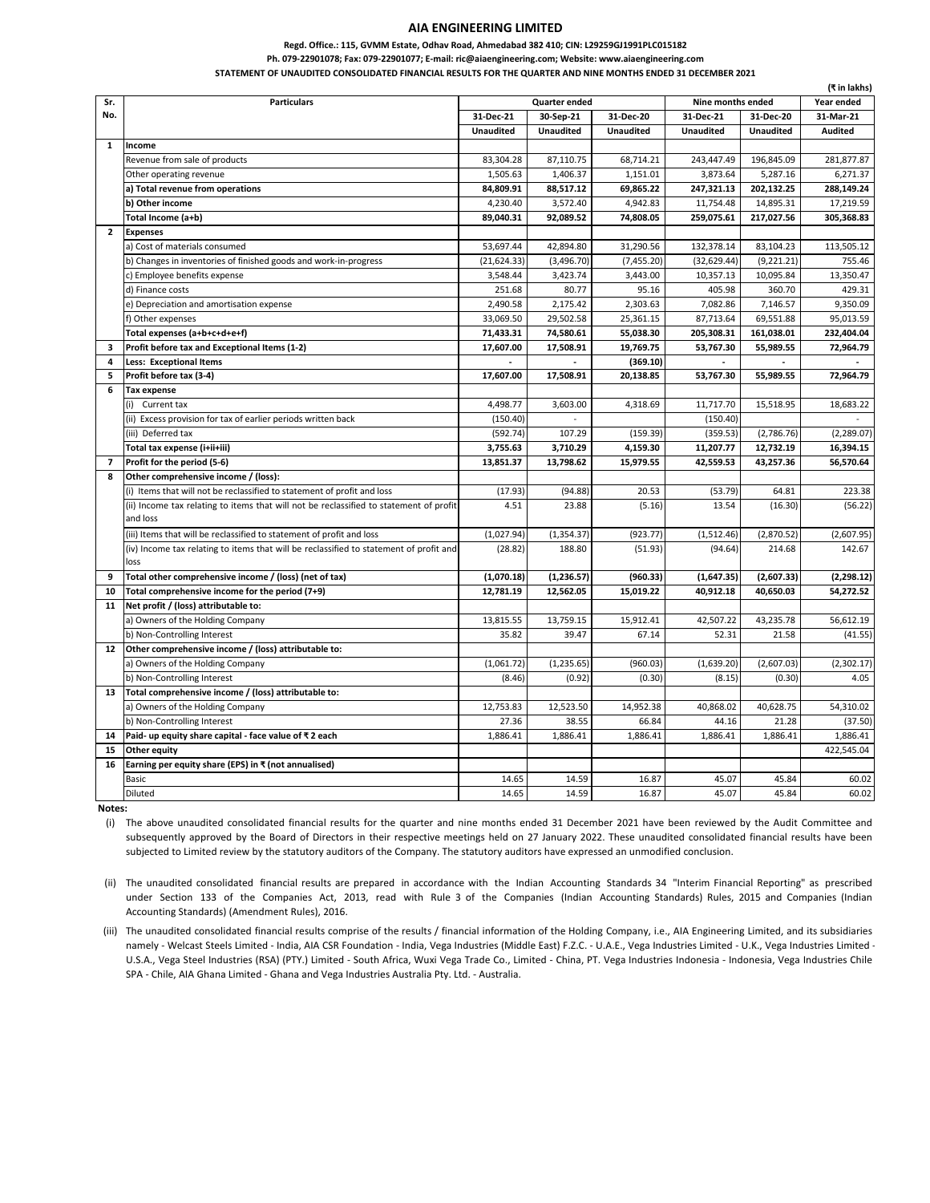# AIA ENGINEERING LIMITED

**Regd. Office.: 115, GVMM Estate, Odhav Road, Ahmedabad 382 410; CIN: L29259GJ1991PLC015182**

**Ph. 079-22901078; Fax: 079-22901077; E-mail: ric@aiaengineering.com; Website: www.aiaengineering.com**

**STATEMENT OF UNAUDITED CONSOLIDATED FINANCIAL RESULTS FOR THE QUARTER AND NINE MONTHS ENDED 31 DECEMBER 2021**

**(₹ in lakhs)**

| Sr. No. | Particulars | Quarter ended | | | Nine months ended | | Year ended |
|---|---|---|---|---|---|---|---|
| | | 31-Dec-21 | 30-Sep-21 | 31-Dec-20 | 31-Dec-21 | 31-Dec-20 | 31-Mar-21 |
| | | Unaudited | Unaudited | Unaudited | Unaudited | Unaudited | Audited |
| **1** | **Income** | | | | | | |
| | Revenue from sale of products | 83,304.28 | 87,110.75 | 68,714.21 | 243,447.49 | 196,845.09 | 281,877.87 |
| | Other operating revenue | 1,505.63 | 1,406.37 | 1,151.01 | 3,873.64 | 5,287.16 | 6,271.37 |
| | **a) Total revenue from operations** | **84,809.91** | **88,517.12** | **69,865.22** | **247,321.13** | **202,132.25** | **288,149.24** |
| | **b) Other income** | 4,230.40 | 3,572.40 | 4,942.83 | 11,754.48 | 14,895.31 | 17,219.59 |
| | **Total Income (a+b)** | **89,040.31** | **92,089.52** | **74,808.05** | **259,075.61** | **217,027.56** | **305,368.83** |
| **2** | **Expenses** | | | | | | |
| | a) Cost of materials consumed | 53,697.44 | 42,894.80 | 31,290.56 | 132,378.14 | 83,104.23 | 113,505.12 |
| | b) Changes in inventories of finished goods and work-in-progress | (21,624.33) | (3,496.70) | (7,455.20) | (32,629.44) | (9,221.21) | 755.46 |
| | c) Employee benefits expense | 3,548.44 | 3,423.74 | 3,443.00 | 10,357.13 | 10,095.84 | 13,350.47 |
| | d) Finance costs | 251.68 | 80.77 | 95.16 | 405.98 | 360.70 | 429.31 |
| | e) Depreciation and amortisation expense | 2,490.58 | 2,175.42 | 2,303.63 | 7,082.86 | 7,146.57 | 9,350.09 |
| | f) Other expenses | 33,069.50 | 29,502.58 | 25,361.15 | 87,713.64 | 69,551.88 | 95,013.59 |
| | **Total expenses (a+b+c+d+e+f)** | **71,433.31** | **74,580.61** | **55,038.30** | **205,308.31** | **161,038.01** | **232,404.04** |
| **3** | **Profit before tax and Exceptional Items (1-2)** | **17,607.00** | **17,508.91** | **19,769.75** | **53,767.30** | **55,989.55** | **72,964.79** |
| **4** | **Less: Exceptional Items** | - | - | (369.10) | - | - | - |
| **5** | **Profit before tax (3-4)** | **17,607.00** | **17,508.91** | **20,138.85** | **53,767.30** | **55,989.55** | **72,964.79** |
| **6** | **Tax expense** | | | | | | |
| | (i) Current tax | 4,498.77 | 3,603.00 | 4,318.69 | 11,717.70 | 15,518.95 | 18,683.22 |
| | (ii) Excess provision for tax of earlier periods written back | (150.40) | - | | (150.40) | | - |
| | (iii) Deferred tax | (592.74) | 107.29 | (159.39) | (359.53) | (2,786.76) | (2,289.07) |
| | **Total tax expense (i+ii+iii)** | **3,755.63** | **3,710.29** | **4,159.30** | **11,207.77** | **12,732.19** | **16,394.15** |
| **7** | **Profit for the period (5-6)** | **13,851.37** | **13,798.62** | **15,979.55** | **42,559.53** | **43,257.36** | **56,570.64** |
| **8** | **Other comprehensive income / (loss):** | | | | | | |
| | (i) Items that will not be reclassified to statement of profit and loss | (17.93) | (94.88) | 20.53 | (53.79) | 64.81 | 223.38 |
| | (ii) Income tax relating to items that will not be reclassified to statement of profit and loss | 4.51 | 23.88 | (5.16) | 13.54 | (16.30) | (56.22) |
| | (iii) Items that will be reclassified to statement of profit and loss | (1,027.94) | (1,354.37) | (923.77) | (1,512.46) | (2,870.52) | (2,607.95) |
| | (iv) Income tax relating to items that will be reclassified to statement of profit and loss | (28.82) | 188.80 | (51.93) | (94.64) | 214.68 | 142.67 |
| **9** | **Total other comprehensive income / (loss) (net of tax)** | **(1,070.18)** | **(1,236.57)** | **(960.33)** | **(1,647.35)** | **(2,607.33)** | **(2,298.12)** |
| **10** | **Total comprehensive income for the period (7+9)** | **12,781.19** | **12,562.05** | **15,019.22** | **40,912.18** | **40,650.03** | **54,272.52** |
| **11** | **Net profit / (loss) attributable to:** | | | | | | |
| | a) Owners of the Holding Company | 13,815.55 | 13,759.15 | 15,912.41 | 42,507.22 | 43,235.78 | 56,612.19 |
| | b) Non-Controlling Interest | 35.82 | 39.47 | 67.14 | 52.31 | 21.58 | (41.55) |
| **12** | **Other comprehensive income / (loss) attributable to:** | | | | | | |
| | a) Owners of the Holding Company | (1,061.72) | (1,235.65) | (960.03) | (1,639.20) | (2,607.03) | (2,302.17) |
| | b) Non-Controlling Interest | (8.46) | (0.92) | (0.30) | (8.15) | (0.30) | 4.05 |
| **13** | **Total comprehensive income / (loss) attributable to:** | | | | | | |
| | a) Owners of the Holding Company | 12,753.83 | 12,523.50 | 14,952.38 | 40,868.02 | 40,628.75 | 54,310.02 |
| | b) Non-Controlling Interest | 27.36 | 38.55 | 66.84 | 44.16 | 21.28 | (37.50) |
| **14** | **Paid- up equity share capital - face value of ₹ 2 each** | 1,886.41 | 1,886.41 | 1,886.41 | 1,886.41 | 1,886.41 | 1,886.41 |
| **15** | **Other equity** | | | | | | 422,545.04 |
| **16** | **Earning per equity share (EPS) in ₹ (not annualised)** | | | | | | |
| | Basic | 14.65 | 14.59 | 16.87 | 45.07 | 45.84 | 60.02 |
| | Diluted | 14.65 | 14.59 | 16.87 | 45.07 | 45.84 | 60.02 |

**Notes:**

(i) The above unaudited consolidated financial results for the quarter and nine months ended 31 December 2021 have been reviewed by the Audit Committee and subsequently approved by the Board of Directors in their respective meetings held on 27 January 2022. These unaudited consolidated financial results have been subjected to Limited review by the statutory auditors of the Company. The statutory auditors have expressed an unmodified conclusion.

(ii) The unaudited consolidated financial results are prepared in accordance with the Indian Accounting Standards 34 "Interim Financial Reporting" as prescribed under Section 133 of the Companies Act, 2013, read with Rule 3 of the Companies (Indian Accounting Standards) Rules, 2015 and Companies (Indian Accounting Standards) (Amendment Rules), 2016.

(iii) The unaudited consolidated financial results comprise of the results / financial information of the Holding Company, i.e., AIA Engineering Limited, and its subsidiaries namely - Welcast Steels Limited - India, AIA CSR Foundation - India, Vega Industries (Middle East) F.Z.C. - U.A.E., Vega Industries Limited - U.K., Vega Industries Limited - U.S.A., Vega Steel Industries (RSA) (PTY.) Limited - South Africa, Wuxi Vega Trade Co., Limited - China, PT. Vega Industries Indonesia - Indonesia, Vega Industries Chile SPA - Chile, AIA Ghana Limited - Ghana and Vega Industries Australia Pty. Ltd. - Australia.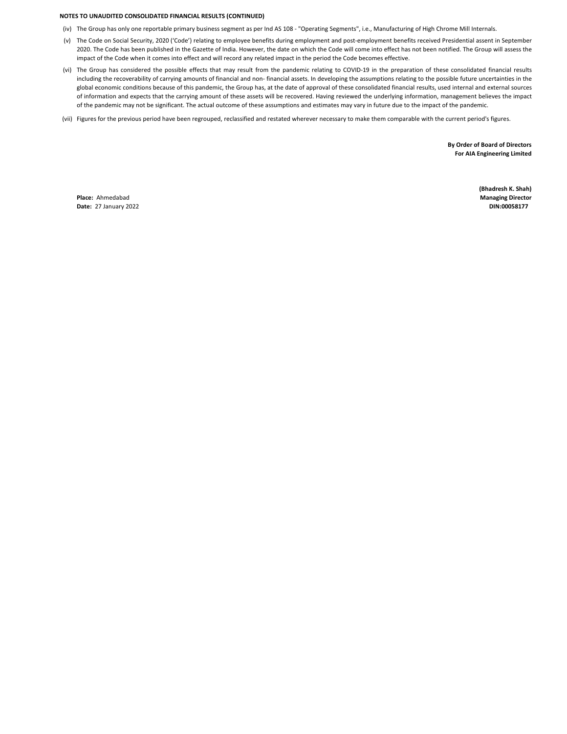**NOTES TO UNAUDITED CONSOLIDATED FINANCIAL RESULTS (CONTINUED)**

(iv) The Group has only one reportable primary business segment as per Ind AS 108 - "Operating Segments", i.e., Manufacturing of High Chrome Mill Internals.

(v) The Code on Social Security, 2020 ('Code') relating to employee benefits during employment and post-employment benefits received Presidential assent in September 2020. The Code has been published in the Gazette of India. However, the date on which the Code will come into effect has not been notified. The Group will assess the impact of the Code when it comes into effect and will record any related impact in the period the Code becomes effective.

(vi) The Group has considered the possible effects that may result from the pandemic relating to COVID-19 in the preparation of these consolidated financial results including the recoverability of carrying amounts of financial and non- financial assets. In developing the assumptions relating to the possible future uncertainties in the global economic conditions because of this pandemic, the Group has, at the date of approval of these consolidated financial results, used internal and external sources of information and expects that the carrying amount of these assets will be recovered. Having reviewed the underlying information, management believes the impact of the pandemic may not be significant. The actual outcome of these assumptions and estimates may vary in future due to the impact of the pandemic.

(vii) Figures for the previous period have been regrouped, reclassified and restated wherever necessary to make them comparable with the current period's figures.

**By Order of Board of Directors**
**For AIA Engineering Limited**

**(Bhadresh K. Shah)**
**Managing Director**
**DIN:00058177**

**Place:** Ahmedabad
**Date:** 27 January 2022